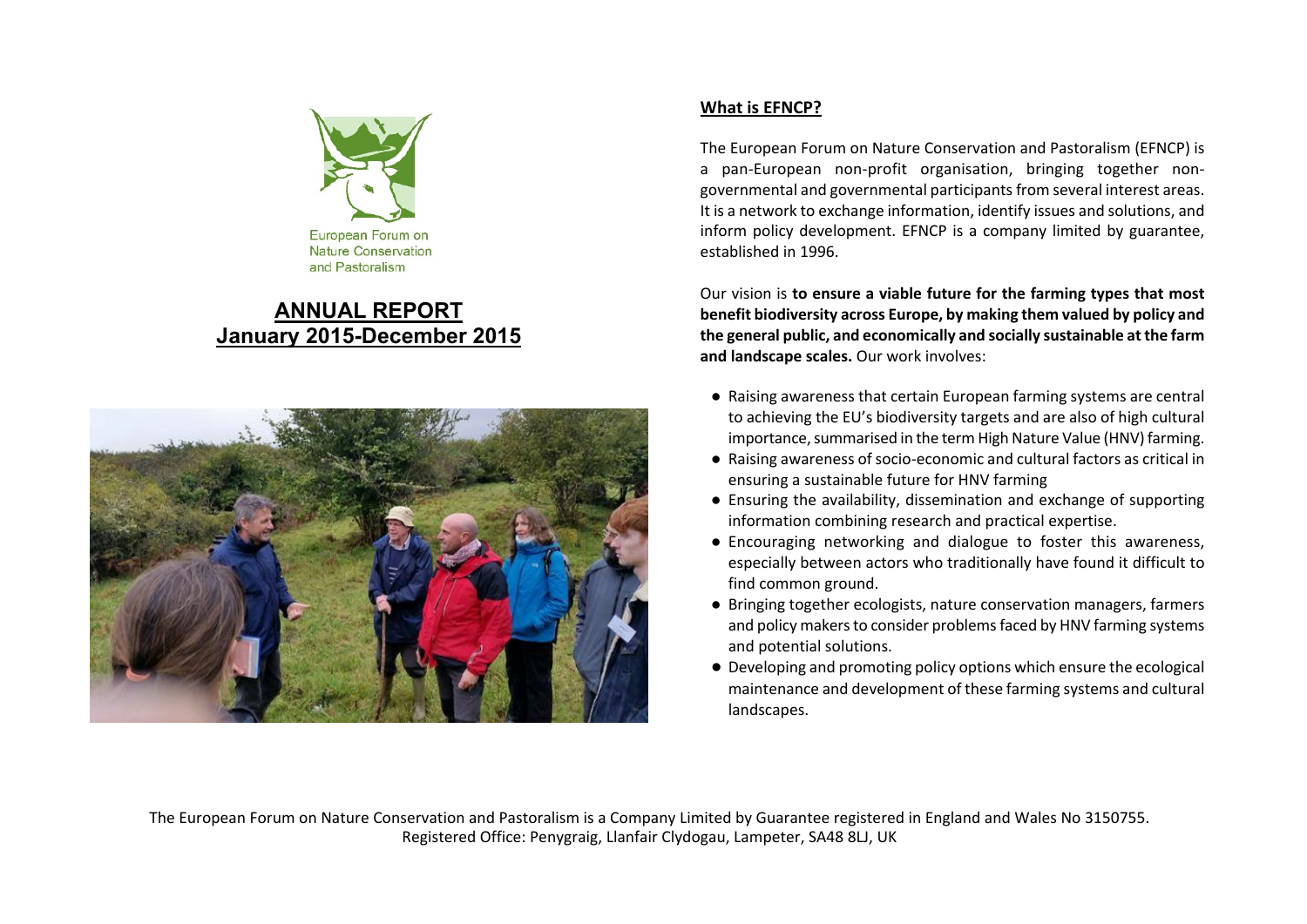European Forum on Nature Conservation and Pastoralism

# ANNUAL REPORT
# January 2015-December 2015

## What is EFNCP?

The European Forum on Nature Conservation and Pastoralism (EFNCP) is a pan-European non-profit organisation, bringing together non-governmental and governmental participants from several interest areas. It is a network to exchange information, identify issues and solutions, and inform policy development. EFNCP is a company limited by guarantee, established in 1996.

Our vision is **to ensure a viable future for the farming types that most benefit biodiversity across Europe, by making them valued by policy and the general public, and economically and socially sustainable at the farm and landscape scales.** Our work involves:

- Raising awareness that certain European farming systems are central to achieving the EU's biodiversity targets and are also of high cultural importance, summarised in the term High Nature Value (HNV) farming.
- Raising awareness of socio-economic and cultural factors as critical in ensuring a sustainable future for HNV farming
- Ensuring the availability, dissemination and exchange of supporting information combining research and practical expertise.
- Encouraging networking and dialogue to foster this awareness, especially between actors who traditionally have found it difficult to find common ground.
- Bringing together ecologists, nature conservation managers, farmers and policy makers to consider problems faced by HNV farming systems and potential solutions.
- Developing and promoting policy options which ensure the ecological maintenance and development of these farming systems and cultural landscapes.

The European Forum on Nature Conservation and Pastoralism is a Company Limited by Guarantee registered in England and Wales No 3150755.
Registered Office: Penygraig, Llanfair Clydogau, Lampeter, SA48 8LJ, UK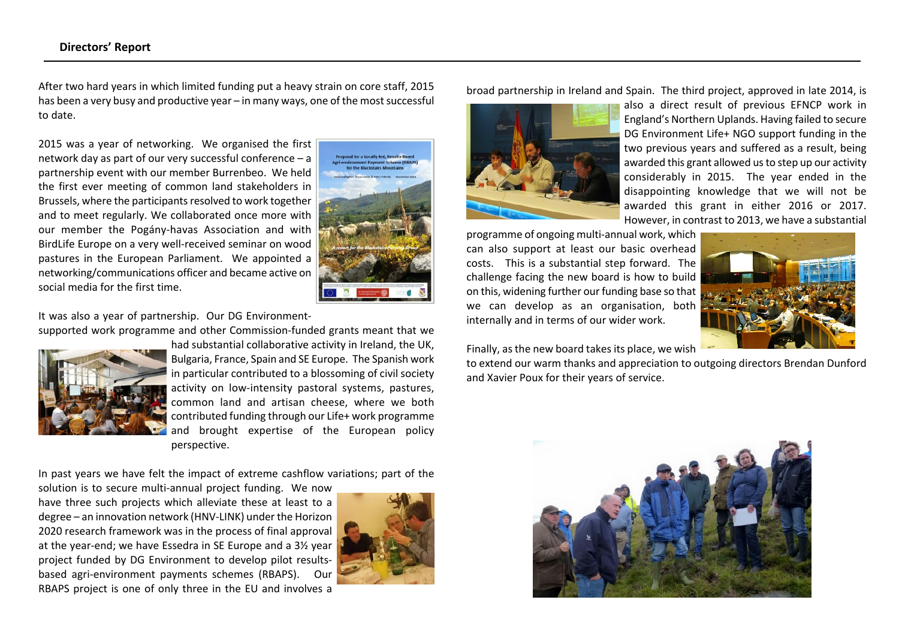## Directors' Report

After two hard years in which limited funding put a heavy strain on core staff, 2015 has been a very busy and productive year – in many ways, one of the most successful to date.

2015 was a year of networking. We organised the first network day as part of our very successful conference – a partnership event with our member Burrenbeo. We held the first ever meeting of common land stakeholders in Brussels, where the participants resolved to work together and to meet regularly. We collaborated once more with our member the Pogány-havas Association and with BirdLife Europe on a very well-received seminar on wood pastures in the European Parliament. We appointed a networking/communications officer and became active on social media for the first time.

It was also a year of partnership. Our DG Environment-supported work programme and other Commission-funded grants meant that we had substantial collaborative activity in Ireland, the UK, Bulgaria, France, Spain and SE Europe. The Spanish work in particular contributed to a blossoming of civil society activity on low-intensity pastoral systems, pastures, common land and artisan cheese, where we both contributed funding through our Life+ work programme and brought expertise of the European policy perspective.

In past years we have felt the impact of extreme cashflow variations; part of the solution is to secure multi-annual project funding. We now have three such projects which alleviate these at least to a degree – an innovation network (HNV-LINK) under the Horizon 2020 research framework was in the process of final approval at the year-end; we have Essedra in SE Europe and a 3½ year project funded by DG Environment to develop pilot results-based agri-environment payments schemes (RBAPS). Our RBAPS project is one of only three in the EU and involves a broad partnership in Ireland and Spain. The third project, approved in late 2014, is also a direct result of previous EFNCP work in England's Northern Uplands. Having failed to secure DG Environment Life+ NGO support funding in the two previous years and suffered as a result, being awarded this grant allowed us to step up our activity considerably in 2015. The year ended in the disappointing knowledge that we will not be awarded this grant in either 2016 or 2017. However, in contrast to 2013, we have a substantial programme of ongoing multi-annual work, which can also support at least our basic overhead costs. This is a substantial step forward. The challenge facing the new board is how to build on this, widening further our funding base so that we can develop as an organisation, both internally and in terms of our wider work.

Finally, as the new board takes its place, we wish to extend our warm thanks and appreciation to outgoing directors Brendan Dunford and Xavier Poux for their years of service.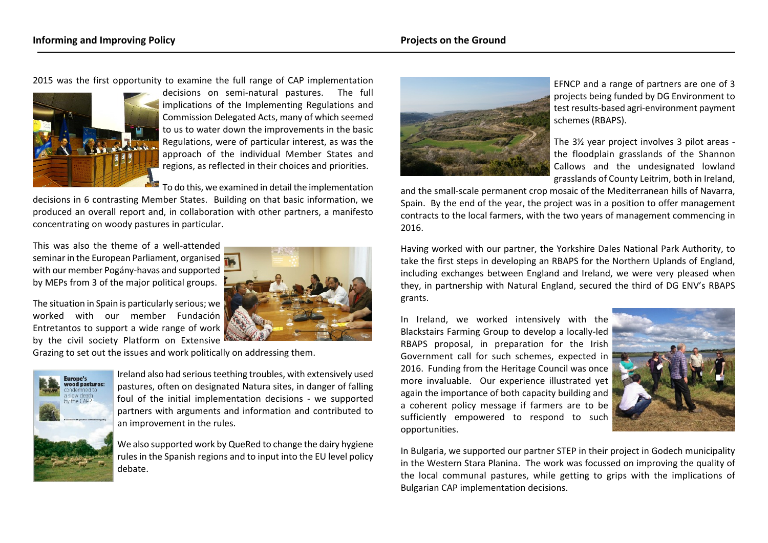## Informing and Improving Policy

2015 was the first opportunity to examine the full range of CAP implementation decisions on semi-natural pastures. The full implications of the Implementing Regulations and Commission Delegated Acts, many of which seemed to us to water down the improvements in the basic Regulations, were of particular interest, as was the approach of the individual Member States and regions, as reflected in their choices and priorities.

To do this, we examined in detail the implementation decisions in 6 contrasting Member States. Building on that basic information, we produced an overall report and, in collaboration with other partners, a manifesto concentrating on woody pastures in particular.

This was also the theme of a well-attended seminar in the European Parliament, organised with our member Pogány-havas and supported by MEPs from 3 of the major political groups.

The situation in Spain is particularly serious; we worked with our member Fundación Entretantos to support a wide range of work by the civil society Platform on Extensive Grazing to set out the issues and work politically on addressing them.

Ireland also had serious teething troubles, with extensively used pastures, often on designated Natura sites, in danger of falling foul of the initial implementation decisions - we supported partners with arguments and information and contributed to an improvement in the rules.

We also supported work by QueRed to change the dairy hygiene rules in the Spanish regions and to input into the EU level policy debate.

## Projects on the Ground

EFNCP and a range of partners are one of 3 projects being funded by DG Environment to test results-based agri-environment payment schemes (RBAPS).

The 3½ year project involves 3 pilot areas - the floodplain grasslands of the Shannon Callows and the undesignated lowland grasslands of County Leitrim, both in Ireland, and the small-scale permanent crop mosaic of the Mediterranean hills of Navarra, Spain. By the end of the year, the project was in a position to offer management contracts to the local farmers, with the two years of management commencing in 2016.

Having worked with our partner, the Yorkshire Dales National Park Authority, to take the first steps in developing an RBAPS for the Northern Uplands of England, including exchanges between England and Ireland, we were very pleased when they, in partnership with Natural England, secured the third of DG ENV's RBAPS grants.

In Ireland, we worked intensively with the Blackstairs Farming Group to develop a locally-led RBAPS proposal, in preparation for the Irish Government call for such schemes, expected in 2016. Funding from the Heritage Council was once more invaluable. Our experience illustrated yet again the importance of both capacity building and a coherent policy message if farmers are to be sufficiently empowered to respond to such opportunities.

In Bulgaria, we supported our partner STEP in their project in Godech municipality in the Western Stara Planina. The work was focussed on improving the quality of the local communal pastures, while getting to grips with the implications of Bulgarian CAP implementation decisions.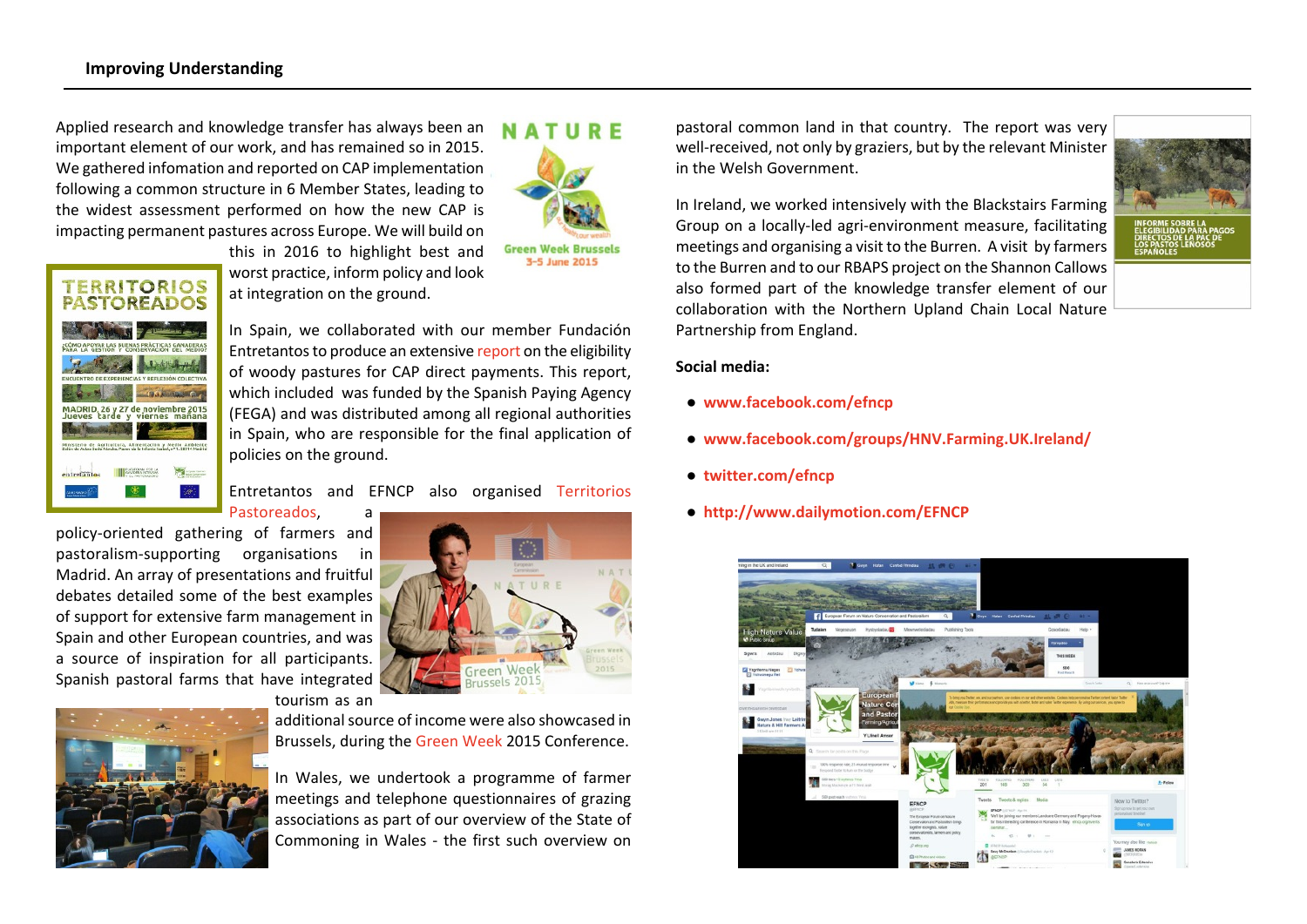## Improving Understanding

Applied research and knowledge transfer has always been an important element of our work, and has remained so in 2015. We gathered infomation and reported on CAP implementation following a common structure in 6 Member States, leading to the widest assessment performed on how the new CAP is impacting permanent pastures across Europe. We will build on this in 2016 to highlight best and worst practice, inform policy and look at integration on the ground.

In Spain, we collaborated with our member Fundación Entretantos to produce an extensive report on the eligibility of woody pastures for CAP direct payments. This report, which included was funded by the Spanish Paying Agency (FEGA) and was distributed among all regional authorities in Spain, who are responsible for the final application of policies on the ground.

Entretantos and EFNCP also organised Territorios Pastoreados, a policy-oriented gathering of farmers and pastoralism-supporting organisations in Madrid. An array of presentations and fruitful debates detailed some of the best examples of support for extensive farm management in Spain and other European countries, and was a source of inspiration for all participants. Spanish pastoral farms that have integrated tourism as an additional source of income were also showcased in Brussels, during the Green Week 2015 Conference.

In Wales, we undertook a programme of farmer meetings and telephone questionnaires of grazing associations as part of our overview of the State of Commoning in Wales - the first such overview on pastoral common land in that country. The report was very well-received, not only by graziers, but by the relevant Minister in the Welsh Government.

In Ireland, we worked intensively with the Blackstairs Farming Group on a locally-led agri-environment measure, facilitating meetings and organising a visit to the Burren. A visit by farmers to the Burren and to our RBAPS project on the Shannon Callows also formed part of the knowledge transfer element of our collaboration with the Northern Upland Chain Local Nature Partnership from England.

**Social media:**

- **www.facebook.com/efncp**
- **www.facebook.com/groups/HNV.Farming.UK.Ireland/**
- **twitter.com/efncp**
- **http://www.dailymotion.com/EFNCP**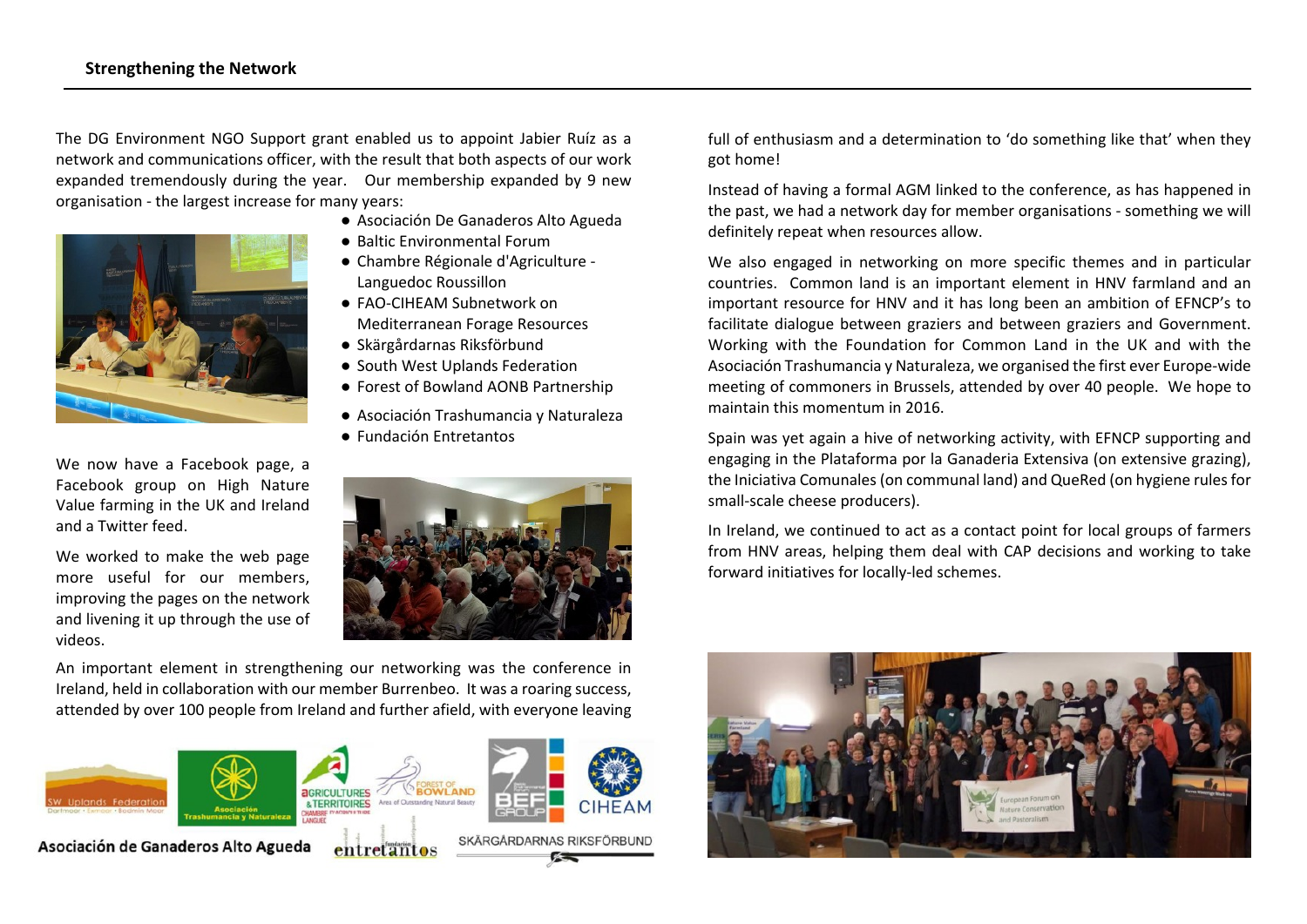## Strengthening the Network

The DG Environment NGO Support grant enabled us to appoint Jabier Ruíz as a network and communications officer, with the result that both aspects of our work expanded tremendously during the year. Our membership expanded by 9 new organisation - the largest increase for many years:

- Asociación De Ganaderos Alto Agueda
- Baltic Environmental Forum
- Chambre Régionale d'Agriculture - Languedoc Roussillon
- FAO-CIHEAM Subnetwork on Mediterranean Forage Resources
- Skärgårdarnas Riksförbund
- South West Uplands Federation
- Forest of Bowland AONB Partnership
- Asociación Trashumancia y Naturaleza
- Fundación Entretantos

We now have a Facebook page, a Facebook group on High Nature Value farming in the UK and Ireland and a Twitter feed.

We worked to make the web page more useful for our members, improving the pages on the network and livening it up through the use of videos.

An important element in strengthening our networking was the conference in Ireland, held in collaboration with our member Burrenbeo. It was a roaring success, attended by over 100 people from Ireland and further afield, with everyone leaving full of enthusiasm and a determination to 'do something like that' when they got home!

Instead of having a formal AGM linked to the conference, as has happened in the past, we had a network day for member organisations - something we will definitely repeat when resources allow.

We also engaged in networking on more specific themes and in particular countries. Common land is an important element in HNV farmland and an important resource for HNV and it has long been an ambition of EFNCP's to facilitate dialogue between graziers and between graziers and Government. Working with the Foundation for Common Land in the UK and with the Asociación Trashumancia y Naturaleza, we organised the first ever Europe-wide meeting of commoners in Brussels, attended by over 40 people. We hope to maintain this momentum in 2016.

Spain was yet again a hive of networking activity, with EFNCP supporting and engaging in the Plataforma por la Ganaderia Extensiva (on extensive grazing), the Iniciativa Comunales (on communal land) and QueRed (on hygiene rules for small-scale cheese producers).

In Ireland, we continued to act as a contact point for local groups of farmers from HNV areas, helping them deal with CAP decisions and working to take forward initiatives for locally-led schemes.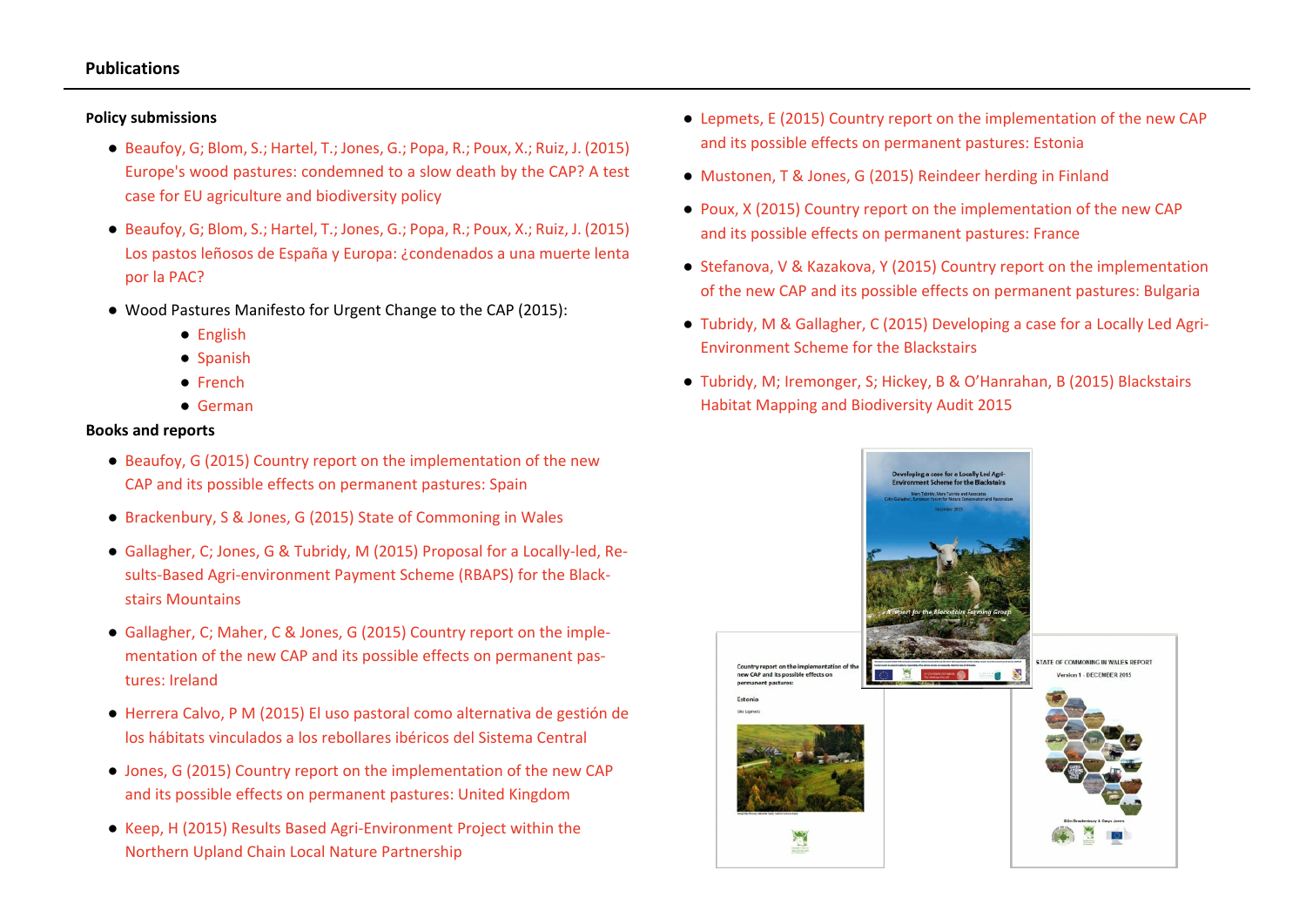## Publications

### Policy submissions

- Beaufoy, G; Blom, S.; Hartel, T.; Jones, G.; Popa, R.; Poux, X.; Ruiz, J. (2015) Europe's wood pastures: condemned to a slow death by the CAP? A test case for EU agriculture and biodiversity policy
- Beaufoy, G; Blom, S.; Hartel, T.; Jones, G.; Popa, R.; Poux, X.; Ruiz, J. (2015) Los pastos leñosos de España y Europa: ¿condenados a una muerte lenta por la PAC?
- Wood Pastures Manifesto for Urgent Change to the CAP (2015):
  - English
  - Spanish
  - French
  - German

### Books and reports

- Beaufoy, G (2015) Country report on the implementation of the new CAP and its possible effects on permanent pastures: Spain
- Brackenbury, S & Jones, G (2015) State of Commoning in Wales
- Gallagher, C; Jones, G & Tubridy, M (2015) Proposal for a Locally-led, Results-Based Agri-environment Payment Scheme (RBAPS) for the Blackstairs Mountains
- Gallagher, C; Maher, C & Jones, G (2015) Country report on the implementation of the new CAP and its possible effects on permanent pastures: Ireland
- Herrera Calvo, P M (2015) El uso pastoral como alternativa de gestión de los hábitats vinculados a los rebollares ibéricos del Sistema Central
- Jones, G (2015) Country report on the implementation of the new CAP and its possible effects on permanent pastures: United Kingdom
- Keep, H (2015) Results Based Agri-Environment Project within the Northern Upland Chain Local Nature Partnership
- Lepmets, E (2015) Country report on the implementation of the new CAP and its possible effects on permanent pastures: Estonia
- Mustonen, T & Jones, G (2015) Reindeer herding in Finland
- Poux, X (2015) Country report on the implementation of the new CAP and its possible effects on permanent pastures: France
- Stefanova, V & Kazakova, Y (2015) Country report on the implementation of the new CAP and its possible effects on permanent pastures: Bulgaria
- Tubridy, M & Gallagher, C (2015) Developing a case for a Locally Led Agri-Environment Scheme for the Blackstairs
- Tubridy, M; Iremonger, S; Hickey, B & O'Hanrahan, B (2015) Blackstairs Habitat Mapping and Biodiversity Audit 2015